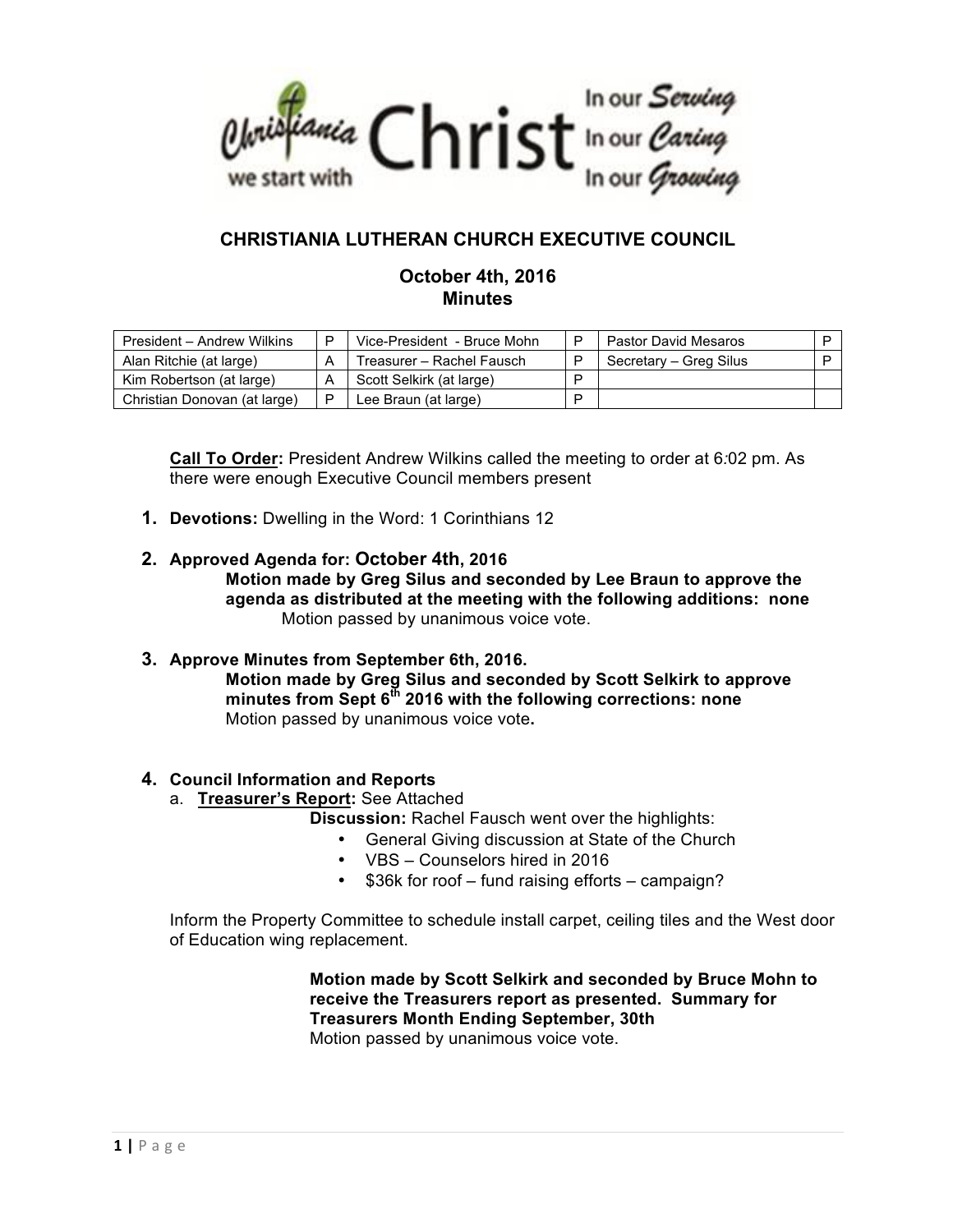Christiania we start with Christ — In our Serving, In our Caring, In our Growing

# CHRISTIANIA LUTHERAN CHURCH EXECUTIVE COUNCIL

## October 4th, 2016
## Minutes

| | | | | | |
|---|---|---|---|---|---|
| President – Andrew Wilkins | P | Vice-President - Bruce Mohn | P | Pastor David Mesaros | P |
| Alan Ritchie (at large) | A | Treasurer – Rachel Fausch | P | Secretary – Greg Silus | P |
| Kim Robertson (at large) | A | Scott Selkirk (at large) | P | | |
| Christian Donovan (at large) | P | Lee Braun (at large) | P | | |

**Call To Order:** President Andrew Wilkins called the meeting to order at 6:02 pm. As there were enough Executive Council members present

1. **Devotions:** Dwelling in the Word: 1 Corinthians 12

2. **Approved Agenda for: October 4th, 2016**
   **Motion made by Greg Silus and seconded by Lee Braun to approve the agenda as distributed at the meeting with the following additions: none**
   Motion passed by unanimous voice vote.

3. **Approve Minutes from September 6th, 2016.**
   **Motion made by Greg Silus and seconded by Scott Selkirk to approve minutes from Sept 6th 2016 with the following corrections: none**
   Motion passed by unanimous voice vote**.**

4. **Council Information and Reports**
   a. **Treasurer's Report:** See Attached
      **Discussion:** Rachel Fausch went over the highlights:
      - General Giving discussion at State of the Church
      - VBS – Counselors hired in 2016
      - $36k for roof – fund raising efforts – campaign?

Inform the Property Committee to schedule install carpet, ceiling tiles and the West door of Education wing replacement.

**Motion made by Scott Selkirk and seconded by Bruce Mohn to receive the Treasurers report as presented. Summary for Treasurers Month Ending September, 30th**
Motion passed by unanimous voice vote.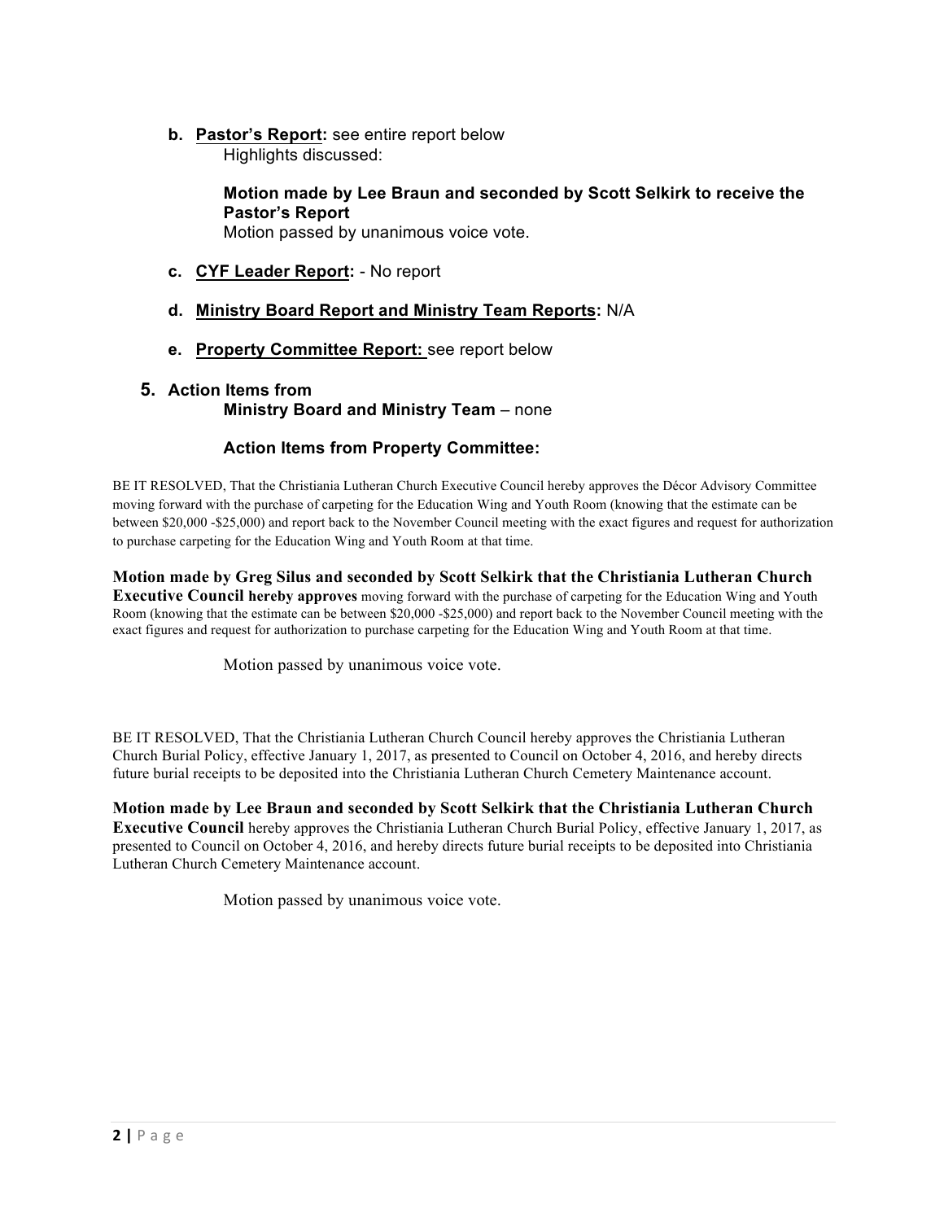b. **<u>Pastor's Report</u>:** see entire report below
   Highlights discussed:

   **Motion made by Lee Braun and seconded by Scott Selkirk to receive the Pastor's Report**
   Motion passed by unanimous voice vote.

c. **<u>CYF Leader Report</u>:** - No report

d. **<u>Ministry Board Report and Ministry Team Reports</u>:** N/A

e. **<u>Property Committee Report:</u>** see report below

5. **Action Items from**
   **Ministry Board and Ministry Team** – none

   **Action Items from Property Committee:**

BE IT RESOLVED, That the Christiania Lutheran Church Executive Council hereby approves the Décor Advisory Committee moving forward with the purchase of carpeting for the Education Wing and Youth Room (knowing that the estimate can be between $20,000 -$25,000) and report back to the November Council meeting with the exact figures and request for authorization to purchase carpeting for the Education Wing and Youth Room at that time.

**Motion made by Greg Silus and seconded by Scott Selkirk that the Christiania Lutheran Church Executive Council hereby approves** moving forward with the purchase of carpeting for the Education Wing and Youth Room (knowing that the estimate can be between $20,000 -$25,000) and report back to the November Council meeting with the exact figures and request for authorization to purchase carpeting for the Education Wing and Youth Room at that time.

Motion passed by unanimous voice vote.

BE IT RESOLVED, That the Christiania Lutheran Church Council hereby approves the Christiania Lutheran Church Burial Policy, effective January 1, 2017, as presented to Council on October 4, 2016, and hereby directs future burial receipts to be deposited into the Christiania Lutheran Church Cemetery Maintenance account.

**Motion made by Lee Braun and seconded by Scott Selkirk that the Christiania Lutheran Church Executive Council** hereby approves the Christiania Lutheran Church Burial Policy, effective January 1, 2017, as presented to Council on October 4, 2016, and hereby directs future burial receipts to be deposited into Christiania Lutheran Church Cemetery Maintenance account.

Motion passed by unanimous voice vote.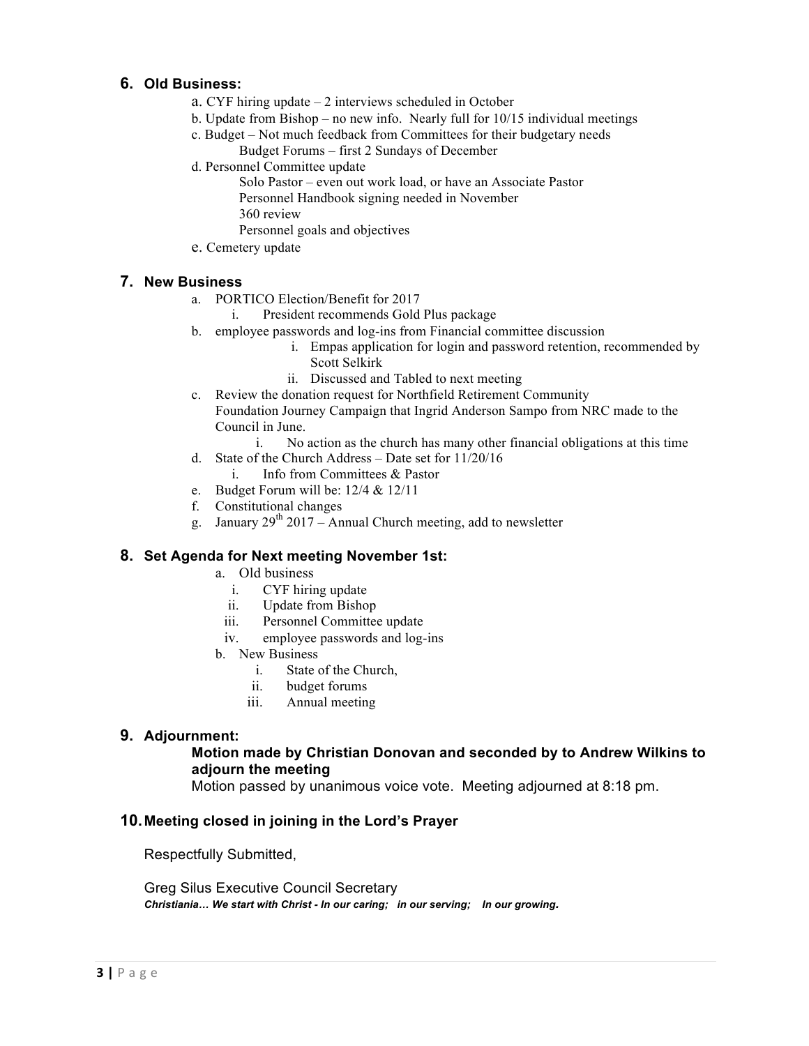## 6. Old Business:

a. CYF hiring update – 2 interviews scheduled in October

b. Update from Bishop – no new info. Nearly full for 10/15 individual meetings

c. Budget – Not much feedback from Committees for their budgetary needs

   Budget Forums – first 2 Sundays of December

d. Personnel Committee update

   Solo Pastor – even out work load, or have an Associate Pastor

   Personnel Handbook signing needed in November

   360 review

   Personnel goals and objectives

e. Cemetery update

## 7. New Business

a. PORTICO Election/Benefit for 2017
   i. President recommends Gold Plus package
b. employee passwords and log-ins from Financial committee discussion
   i. Empas application for login and password retention, recommended by Scott Selkirk
   ii. Discussed and Tabled to next meeting
c. Review the donation request for Northfield Retirement Community Foundation Journey Campaign that Ingrid Anderson Sampo from NRC made to the Council in June.
   i. No action as the church has many other financial obligations at this time
d. State of the Church Address – Date set for 11/20/16
   i. Info from Committees & Pastor
e. Budget Forum will be: 12/4 & 12/11
f. Constitutional changes
g. January 29th 2017 – Annual Church meeting, add to newsletter

## 8. Set Agenda for Next meeting November 1st:

a. Old business
   i. CYF hiring update
   ii. Update from Bishop
   iii. Personnel Committee update
   iv. employee passwords and log-ins
b. New Business
   i. State of the Church,
   ii. budget forums
   iii. Annual meeting

## 9. Adjournment:

**Motion made by Christian Donovan and seconded by to Andrew Wilkins to adjourn the meeting**

Motion passed by unanimous voice vote. Meeting adjourned at 8:18 pm.

## 10. Meeting closed in joining in the Lord's Prayer

Respectfully Submitted,

Greg Silus Executive Council Secretary

***Christiania… We start with Christ - In our caring; in our serving; In our growing.***